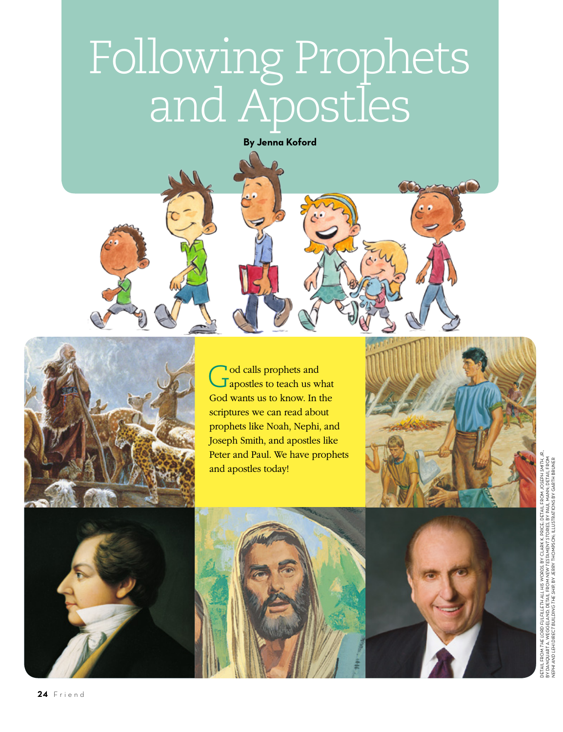# Following Prophets and Apostles

**By Jenna Koford**

God calls prophets and apostles to teach us what God wants us to know. In the scriptures we can read about prophets like Noah, Nephi, and Joseph Smith, and apostles like Peter and Paul. We have prophets and apostles today!

DETAIL FROM *THE LORD FULFILLETH ALL HIS WORDS*, BY CLARK K. PRICE; DETAIL FROM *JOSEPH SMITH, JR.*, BY DANQUART A. WEGGELAND; DETAIL FROM *NEW TESTAMENT STORIES*, BY PAUL MANN; DETAIL FROM *NEPHI AND LEHI DIRECT BUILDING THE SHIP*, BY JERRY THOMPSON; ILLUSTRATIONS BY GARTH BRUNER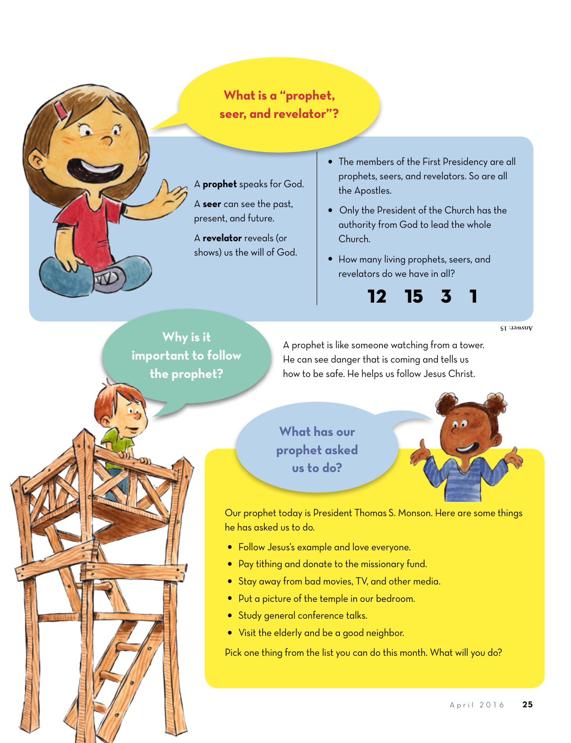## What is a "prophet, seer, and revelator"?

A **prophet** speaks for God.

A **seer** can see the past, present, and future.

A **revelator** reveals (or shows) us the will of God.

- The members of the First Presidency are all prophets, seers, and revelators. So are all the Apostles.
- Only the President of the Church has the authority from God to lead the whole Church.
- How many living prophets, seers, and revelators do we have in all?

**12  15  3  1**

Answer: 15

## Why is it important to follow the prophet?

A prophet is like someone watching from a tower. He can see danger that is coming and tells us how to be safe. He helps us follow Jesus Christ.

## What has our prophet asked us to do?

Our prophet today is President Thomas S. Monson. Here are some things he has asked us to do.

- Follow Jesus's example and love everyone.
- Pay tithing and donate to the missionary fund.
- Stay away from bad movies, TV, and other media.
- Put a picture of the temple in our bedroom.
- Study general conference talks.
- Visit the elderly and be a good neighbor.

Pick one thing from the list you can do this month. What will you do?